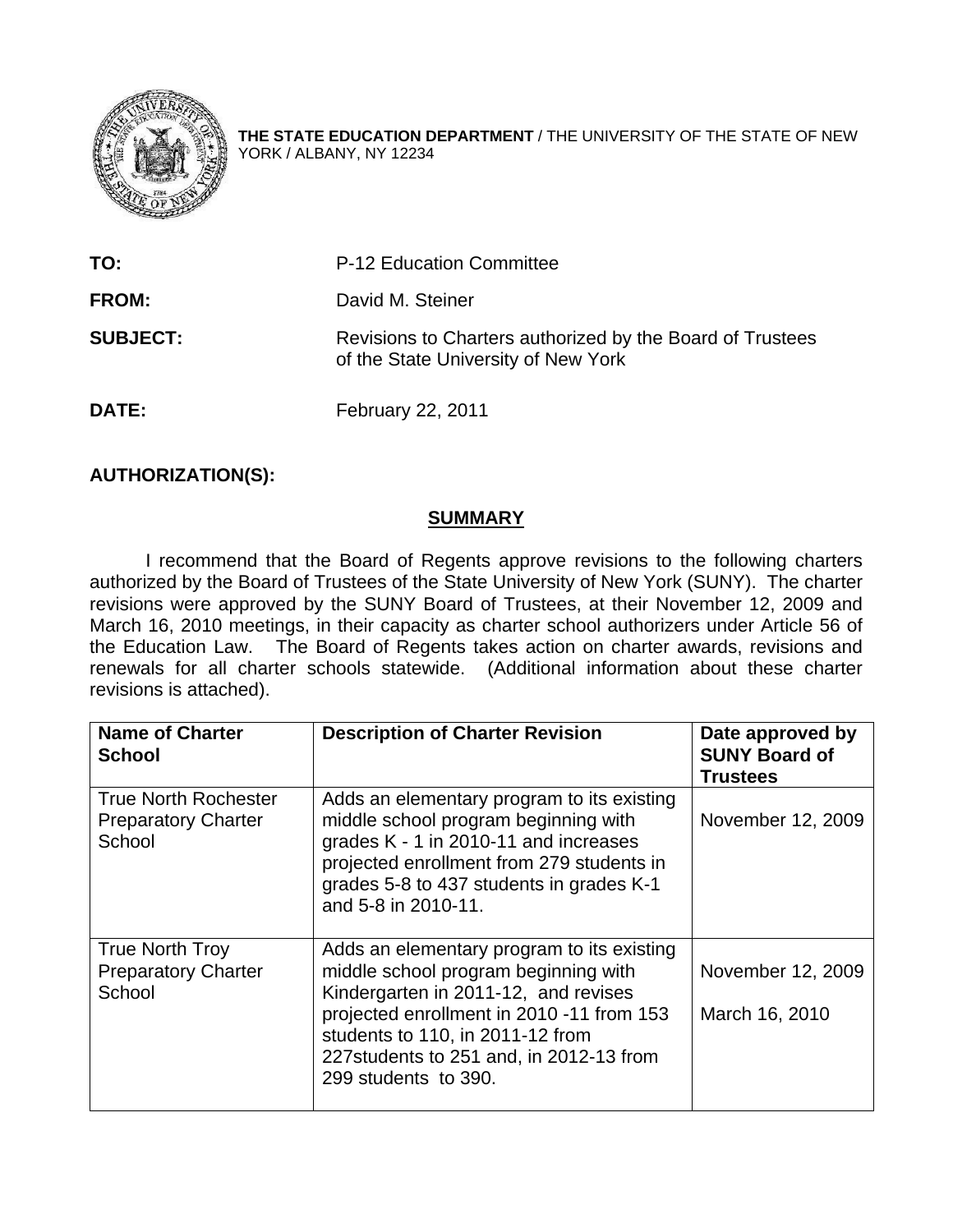**THE STATE EDUCATION DEPARTMENT** / THE UNIVERSITY OF THE STATE OF NEW YORK / ALBANY, NY 12234

| | |
|---|---|
| **TO:** | P-12 Education Committee |
| **FROM:** | David M. Steiner |
| **SUBJECT:** | Revisions to Charters authorized by the Board of Trustees of the State University of New York |
| **DATE:** | February 22, 2011 |

**AUTHORIZATION(S):**

## SUMMARY

I recommend that the Board of Regents approve revisions to the following charters authorized by the Board of Trustees of the State University of New York (SUNY). The charter revisions were approved by the SUNY Board of Trustees, at their November 12, 2009 and March 16, 2010 meetings, in their capacity as charter school authorizers under Article 56 of the Education Law. The Board of Regents takes action on charter awards, revisions and renewals for all charter schools statewide. (Additional information about these charter revisions is attached).

| Name of Charter School | Description of Charter Revision | Date approved by SUNY Board of Trustees |
|---|---|---|
| True North Rochester Preparatory Charter School | Adds an elementary program to its existing middle school program beginning with grades K - 1 in 2010-11 and increases projected enrollment from 279 students in grades 5-8 to 437 students in grades K-1 and 5-8 in 2010-11. | November 12, 2009 |
| True North Troy Preparatory Charter School | Adds an elementary program to its existing middle school program beginning with Kindergarten in 2011-12, and revises projected enrollment in 2010 -11 from 153 students to 110, in 2011-12 from 227students to 251 and, in 2012-13 from 299 students to 390. | November 12, 2009<br><br>March 16, 2010 |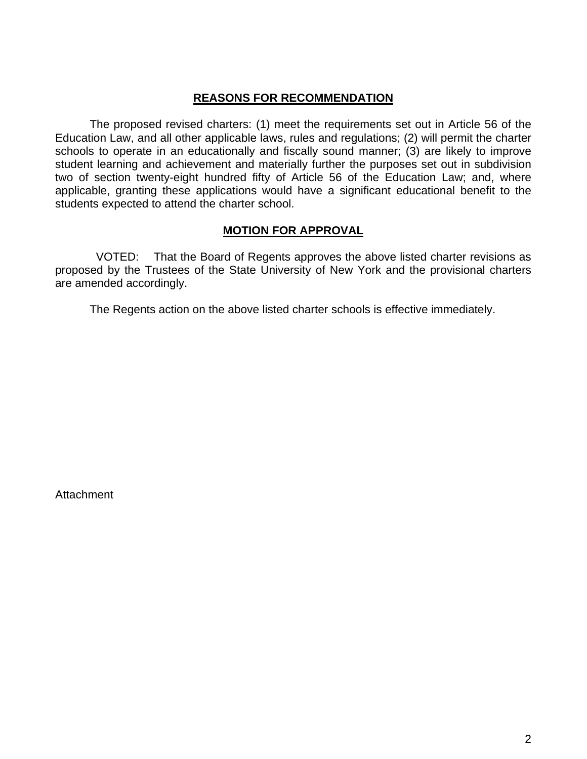## REASONS FOR RECOMMENDATION

The proposed revised charters: (1) meet the requirements set out in Article 56 of the Education Law, and all other applicable laws, rules and regulations; (2) will permit the charter schools to operate in an educationally and fiscally sound manner; (3) are likely to improve student learning and achievement and materially further the purposes set out in subdivision two of section twenty-eight hundred fifty of Article 56 of the Education Law; and, where applicable, granting these applications would have a significant educational benefit to the students expected to attend the charter school.

## MOTION FOR APPROVAL

VOTED: That the Board of Regents approves the above listed charter revisions as proposed by the Trustees of the State University of New York and the provisional charters are amended accordingly.

The Regents action on the above listed charter schools is effective immediately.

Attachment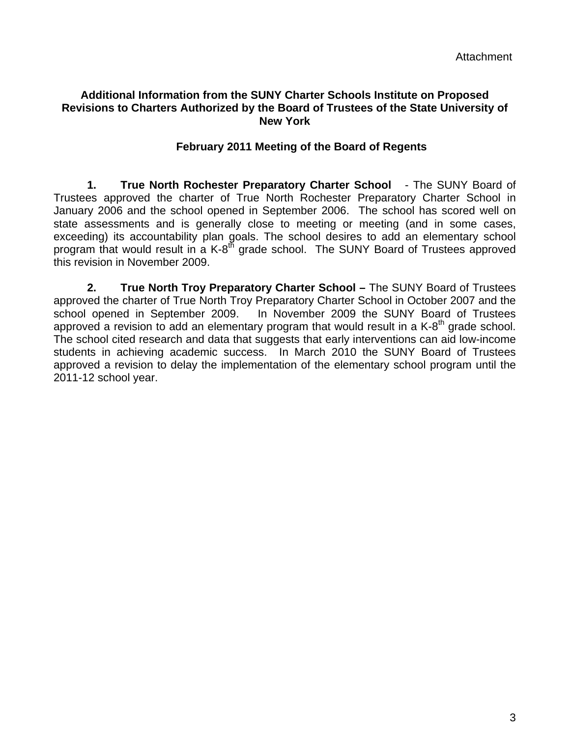Attachment

### Additional Information from the SUNY Charter Schools Institute on Proposed Revisions to Charters Authorized by the Board of Trustees of the State University of New York

### February 2011 Meeting of the Board of Regents

**1. True North Rochester Preparatory Charter School** - The SUNY Board of Trustees approved the charter of True North Rochester Preparatory Charter School in January 2006 and the school opened in September 2006. The school has scored well on state assessments and is generally close to meeting or meeting (and in some cases, exceeding) its accountability plan goals. The school desires to add an elementary school program that would result in a K-8th grade school. The SUNY Board of Trustees approved this revision in November 2009.

**2. True North Troy Preparatory Charter School –** The SUNY Board of Trustees approved the charter of True North Troy Preparatory Charter School in October 2007 and the school opened in September 2009. In November 2009 the SUNY Board of Trustees approved a revision to add an elementary program that would result in a K-8th grade school. The school cited research and data that suggests that early interventions can aid low-income students in achieving academic success. In March 2010 the SUNY Board of Trustees approved a revision to delay the implementation of the elementary school program until the 2011-12 school year.